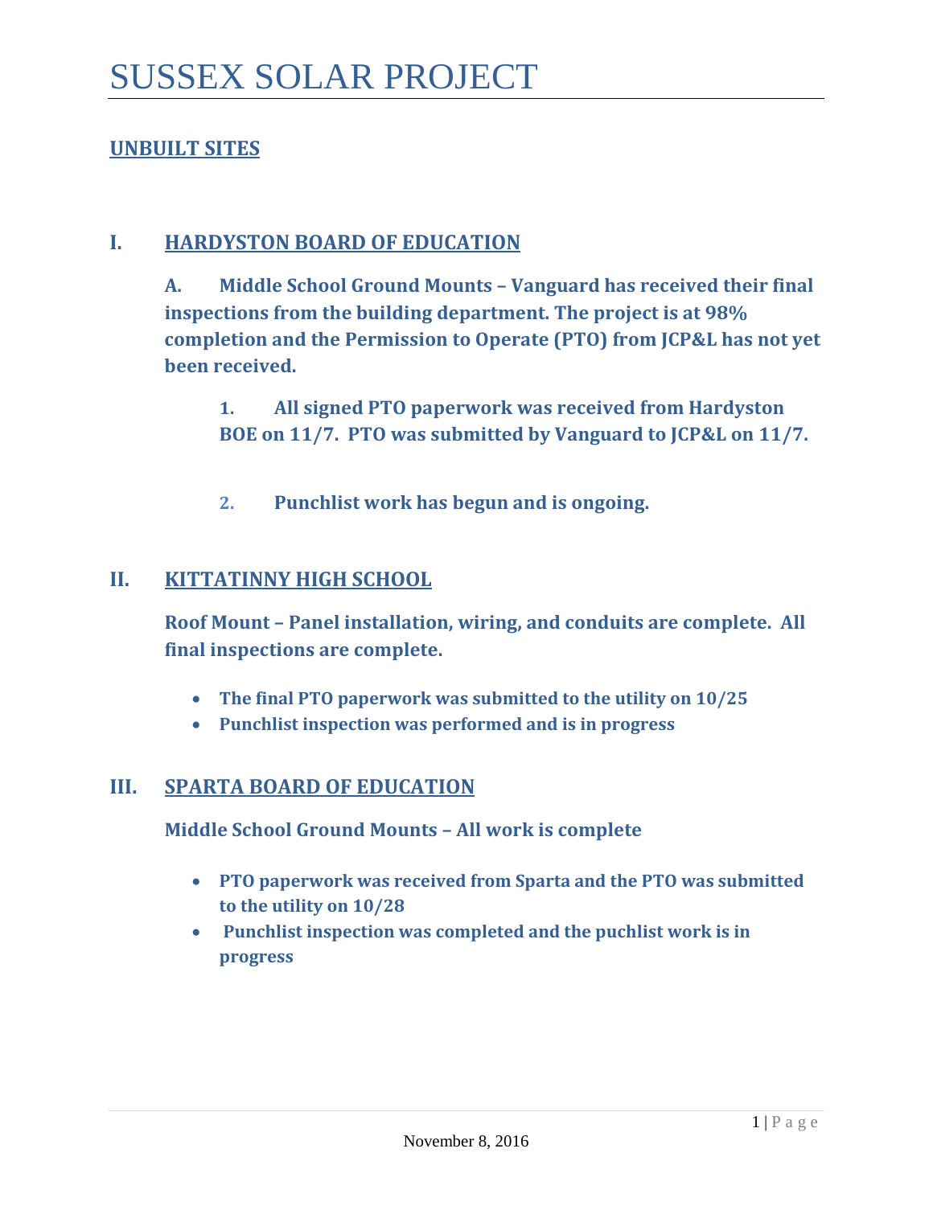# SUSSEX SOLAR PROJECT

## UNBUILT SITES

## I. HARDYSTON BOARD OF EDUCATION

**A. Middle School Ground Mounts – Vanguard has received their final inspections from the building department. The project is at 98% completion and the Permission to Operate (PTO) from JCP&L has not yet been received.**

1. **All signed PTO paperwork was received from Hardyston BOE on 11/7. PTO was submitted by Vanguard to JCP&L on 11/7.**

2. **Punchlist work has begun and is ongoing.**

## II. KITTATINNY HIGH SCHOOL

**Roof Mount – Panel installation, wiring, and conduits are complete. All final inspections are complete.**

- **The final PTO paperwork was submitted to the utility on 10/25**
- **Punchlist inspection was performed and is in progress**

## III. SPARTA BOARD OF EDUCATION

**Middle School Ground Mounts – All work is complete**

- **PTO paperwork was received from Sparta and the PTO was submitted to the utility on 10/28**
- **Punchlist inspection was completed and the puchlist work is in progress**

November 8, 2016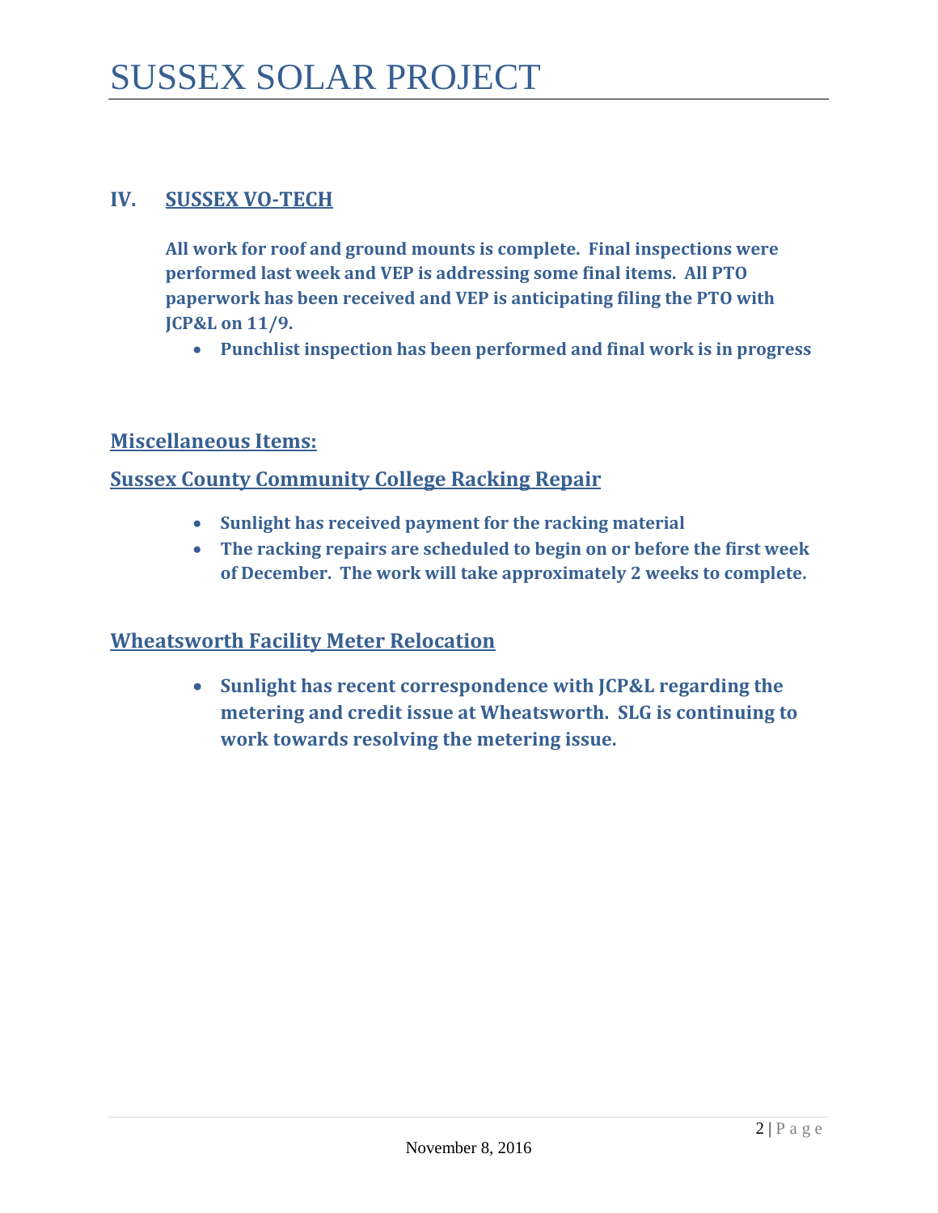## IV. SUSSEX VO-TECH

**All work for roof and ground mounts is complete. Final inspections were performed last week and VEP is addressing some final items. All PTO paperwork has been received and VEP is anticipating filing the PTO with JCP&L on 11/9.**

- **Punchlist inspection has been performed and final work is in progress**

## Miscellaneous Items:

### Sussex County Community College Racking Repair

- **Sunlight has received payment for the racking material**
- **The racking repairs are scheduled to begin on or before the first week of December. The work will take approximately 2 weeks to complete.**

### Wheatsworth Facility Meter Relocation

- **Sunlight has recent correspondence with JCP&L regarding the metering and credit issue at Wheatsworth. SLG is continuing to work towards resolving the metering issue.**